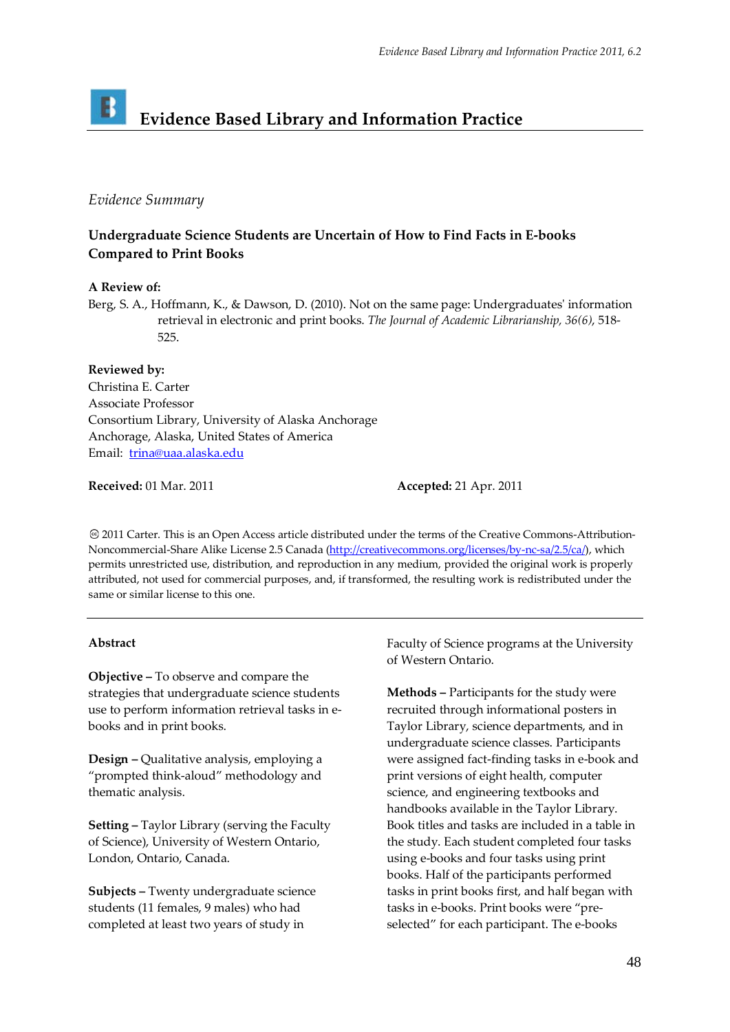# Evidence Based Library and Information Practice

*Evidence Summary*

## Undergraduate Science Students are Uncertain of How to Find Facts in E-books Compared to Print Books

**A Review of:**

Berg, S. A., Hoffmann, K., & Dawson, D. (2010). Not on the same page: Undergraduates' information retrieval in electronic and print books. *The Journal of Academic Librarianship, 36(6)*, 518-525.

**Reviewed by:**

Christina E. Carter
Associate Professor
Consortium Library, University of Alaska Anchorage
Anchorage, Alaska, United States of America
Email: [trina@uaa.alaska.edu](mailto:trina@uaa.alaska.edu)

**Received:** 01 Mar. 2011 **Accepted:** 21 Apr. 2011

© 2011 Carter. This is an Open Access article distributed under the terms of the Creative Commons-Attribution-Noncommercial-Share Alike License 2.5 Canada ([http://creativecommons.org/licenses/by-nc-sa/2.5/ca/](http://creativecommons.org/licenses/by-nc-sa/2.5/ca/)), which permits unrestricted use, distribution, and reproduction in any medium, provided the original work is properly attributed, not used for commercial purposes, and, if transformed, the resulting work is redistributed under the same or similar license to this one.

---

**Abstract**

**Objective –** To observe and compare the strategies that undergraduate science students use to perform information retrieval tasks in e-books and in print books.

**Design –** Qualitative analysis, employing a "prompted think-aloud" methodology and thematic analysis.

**Setting –** Taylor Library (serving the Faculty of Science), University of Western Ontario, London, Ontario, Canada.

**Subjects –** Twenty undergraduate science students (11 females, 9 males) who had completed at least two years of study in Faculty of Science programs at the University of Western Ontario.

**Methods –** Participants for the study were recruited through informational posters in Taylor Library, science departments, and in undergraduate science classes. Participants were assigned fact-finding tasks in e-book and print versions of eight health, computer science, and engineering textbooks and handbooks available in the Taylor Library. Book titles and tasks are included in a table in the study. Each student completed four tasks using e-books and four tasks using print books. Half of the participants performed tasks in print books first, and half began with tasks in e-books. Print books were "pre-selected" for each participant. The e-books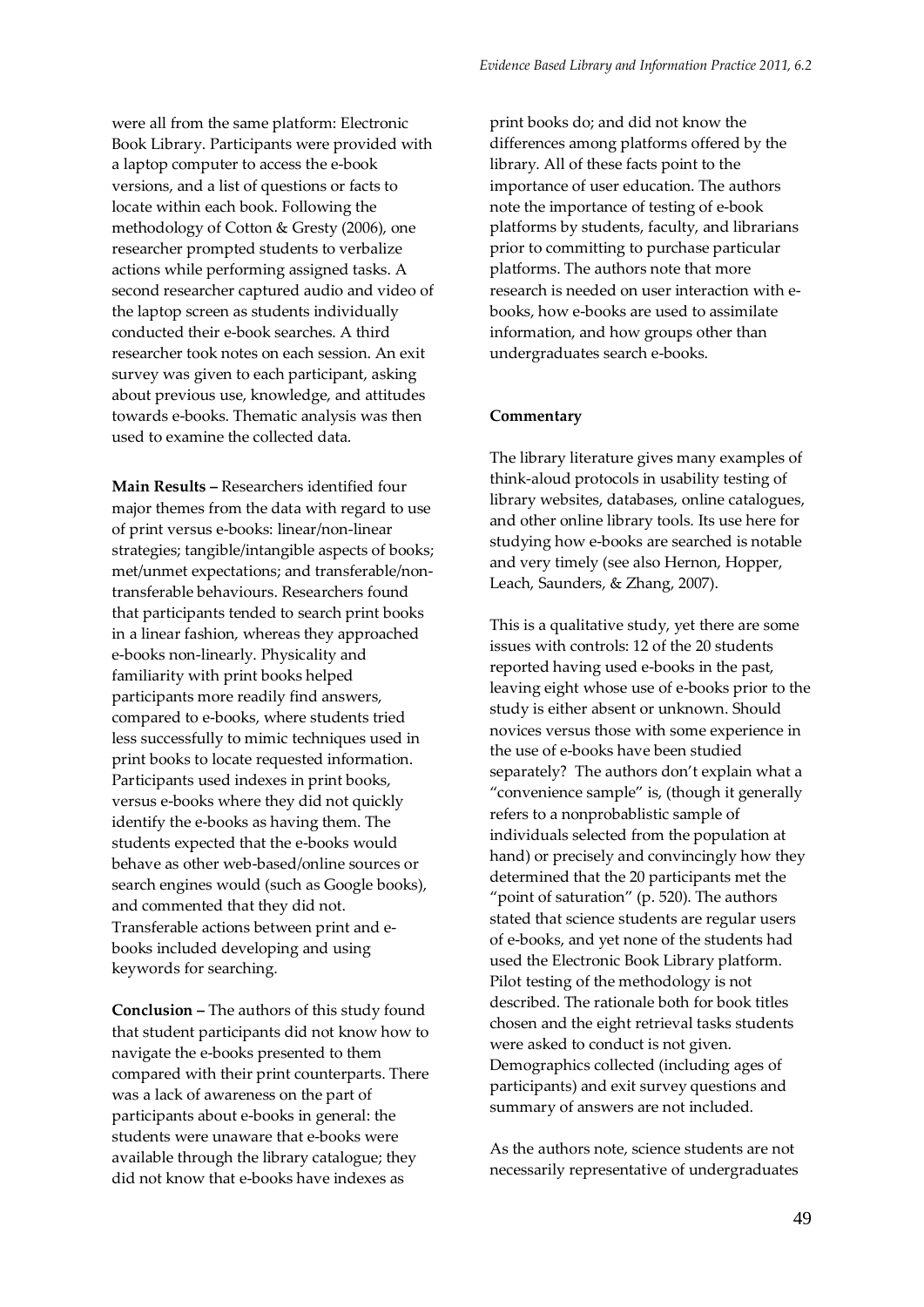were all from the same platform: Electronic Book Library. Participants were provided with a laptop computer to access the e-book versions, and a list of questions or facts to locate within each book. Following the methodology of Cotton & Gresty (2006), one researcher prompted students to verbalize actions while performing assigned tasks. A second researcher captured audio and video of the laptop screen as students individually conducted their e-book searches. A third researcher took notes on each session. An exit survey was given to each participant, asking about previous use, knowledge, and attitudes towards e-books. Thematic analysis was then used to examine the collected data.

**Main Results –** Researchers identified four major themes from the data with regard to use of print versus e-books: linear/non-linear strategies; tangible/intangible aspects of books; met/unmet expectations; and transferable/non-transferable behaviours. Researchers found that participants tended to search print books in a linear fashion, whereas they approached e-books non-linearly. Physicality and familiarity with print books helped participants more readily find answers, compared to e-books, where students tried less successfully to mimic techniques used in print books to locate requested information. Participants used indexes in print books, versus e-books where they did not quickly identify the e-books as having them. The students expected that the e-books would behave as other web-based/online sources or search engines would (such as Google books), and commented that they did not. Transferable actions between print and e-books included developing and using keywords for searching.

**Conclusion –** The authors of this study found that student participants did not know how to navigate the e-books presented to them compared with their print counterparts. There was a lack of awareness on the part of participants about e-books in general: the students were unaware that e-books were available through the library catalogue; they did not know that e-books have indexes as print books do; and did not know the differences among platforms offered by the library. All of these facts point to the importance of user education. The authors note the importance of testing of e-book platforms by students, faculty, and librarians prior to committing to purchase particular platforms. The authors note that more research is needed on user interaction with e-books, how e-books are used to assimilate information, and how groups other than undergraduates search e-books.

**Commentary**

The library literature gives many examples of think-aloud protocols in usability testing of library websites, databases, online catalogues, and other online library tools. Its use here for studying how e-books are searched is notable and very timely (see also Hernon, Hopper, Leach, Saunders, & Zhang, 2007).

This is a qualitative study, yet there are some issues with controls: 12 of the 20 students reported having used e-books in the past, leaving eight whose use of e-books prior to the study is either absent or unknown. Should novices versus those with some experience in the use of e-books have been studied separately? The authors don't explain what a "convenience sample" is, (though it generally refers to a nonprobablistic sample of individuals selected from the population at hand) or precisely and convincingly how they determined that the 20 participants met the "point of saturation" (p. 520). The authors stated that science students are regular users of e-books, and yet none of the students had used the Electronic Book Library platform. Pilot testing of the methodology is not described. The rationale both for book titles chosen and the eight retrieval tasks students were asked to conduct is not given. Demographics collected (including ages of participants) and exit survey questions and summary of answers are not included.

As the authors note, science students are not necessarily representative of undergraduates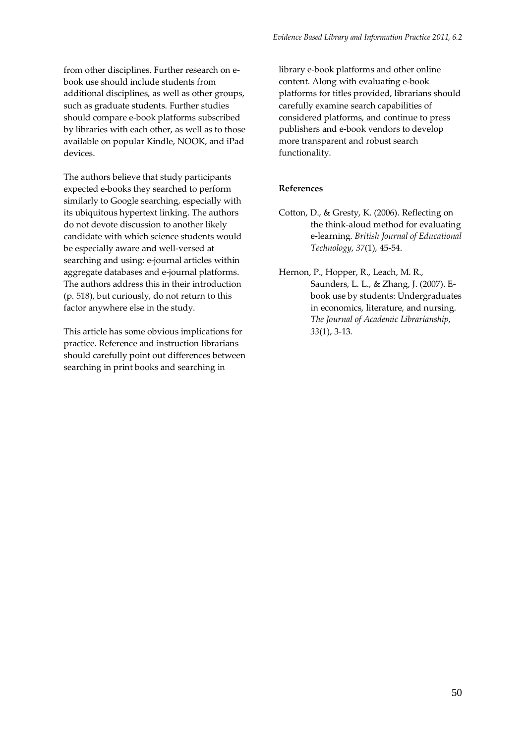from other disciplines. Further research on e-book use should include students from additional disciplines, as well as other groups, such as graduate students. Further studies should compare e-book platforms subscribed by libraries with each other, as well as to those available on popular Kindle, NOOK, and iPad devices.

The authors believe that study participants expected e-books they searched to perform similarly to Google searching, especially with its ubiquitous hypertext linking. The authors do not devote discussion to another likely candidate with which science students would be especially aware and well-versed at searching and using: e-journal articles within aggregate databases and e-journal platforms. The authors address this in their introduction (p. 518), but curiously, do not return to this factor anywhere else in the study.

This article has some obvious implications for practice. Reference and instruction librarians should carefully point out differences between searching in print books and searching in library e-book platforms and other online content. Along with evaluating e-book platforms for titles provided, librarians should carefully examine search capabilities of considered platforms, and continue to press publishers and e-book vendors to develop more transparent and robust search functionality.

**References**

Cotton, D., & Gresty, K. (2006). Reflecting on the think-aloud method for evaluating e-learning. *British Journal of Educational Technology*, *37*(1), 45-54.

Hernon, P., Hopper, R., Leach, M. R., Saunders, L. L., & Zhang, J. (2007). E-book use by students: Undergraduates in economics, literature, and nursing. *The Journal of Academic Librarianship*, *33*(1), 3-13.